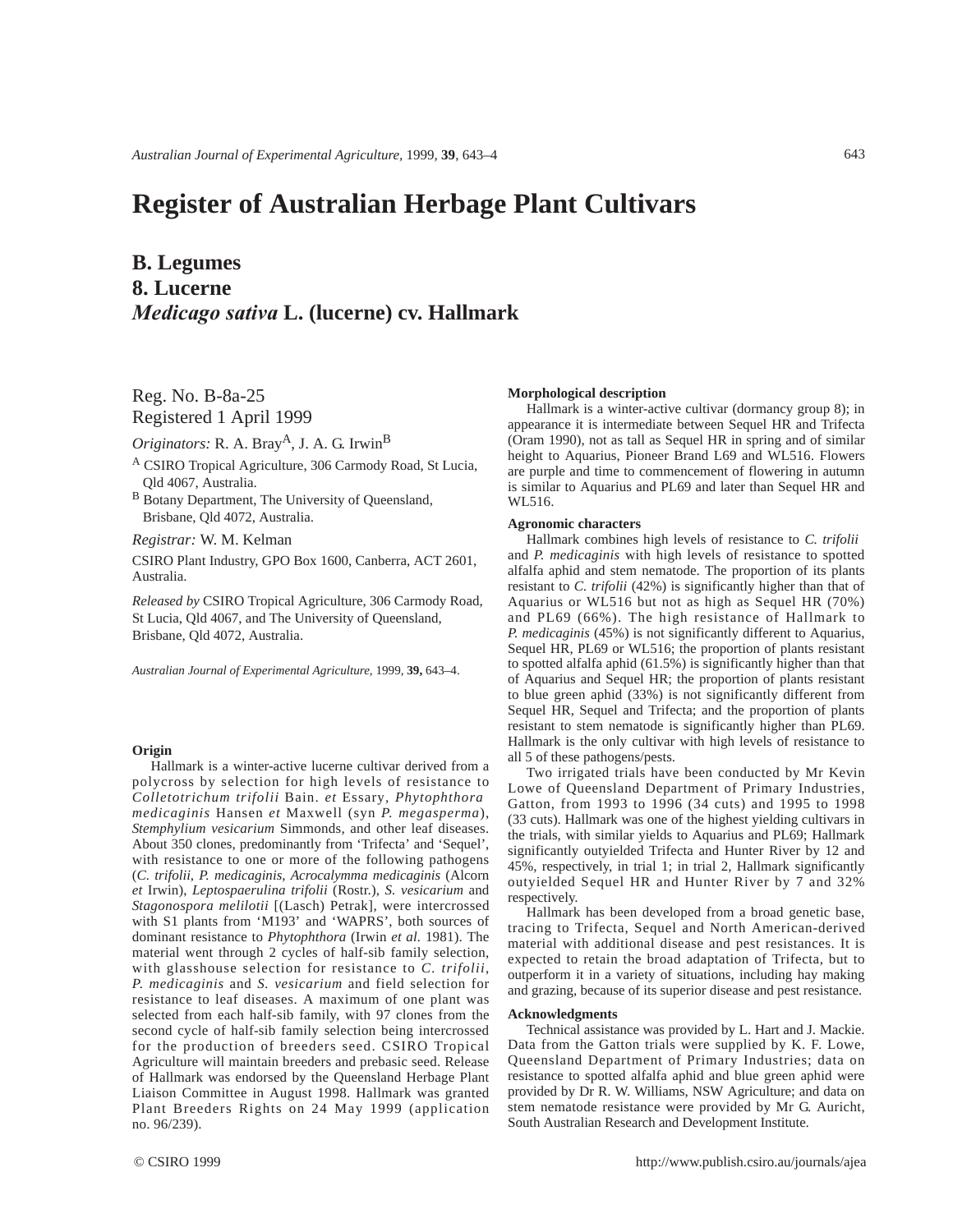# Register of Australian Herbage Plant Cultivars

## B. Legumes
## 8. Lucerne
## *Medicago sativa* L. (lucerne) cv. Hallmark

Reg. No. B-8a-25
Registered 1 April 1999

*Originators:* R. A. Bray[A], J. A. G. Irwin[B]

[A] CSIRO Tropical Agriculture, 306 Carmody Road, St Lucia, Qld 4067, Australia.
[B] Botany Department, The University of Queensland, Brisbane, Qld 4072, Australia.

*Registrar:* W. M. Kelman

CSIRO Plant Industry, GPO Box 1600, Canberra, ACT 2601, Australia.

*Released by* CSIRO Tropical Agriculture, 306 Carmody Road, St Lucia, Qld 4067, and The University of Queensland, Brisbane, Qld 4072, Australia.

*Australian Journal of Experimental Agriculture,* 1999, **39,** 643–4.

### Origin

Hallmark is a winter-active lucerne cultivar derived from a polycross by selection for high levels of resistance to *Colletotrichum trifolii* Bain. *et* Essary, *Phytophthora medicaginis* Hansen *et* Maxwell (syn *P. megasperma*), *Stemphylium vesicarium* Simmonds, and other leaf diseases. About 350 clones, predominantly from 'Trifecta' and 'Sequel', with resistance to one or more of the following pathogens (*C. trifolii*, *P. medicaginis*, *Acrocalymma medicaginis* (Alcorn *et* Irwin), *Leptospaerulina trifolii* (Rostr.), *S. vesicarium* and *Stagonospora melilotii* [(Lasch) Petrak], were intercrossed with S1 plants from 'M193' and 'WAPRS', both sources of dominant resistance to *Phytophthora* (Irwin *et al.* 1981). The material went through 2 cycles of half-sib family selection, with glasshouse selection for resistance to *C. trifolii*, *P. medicaginis* and *S. vesicarium* and field selection for resistance to leaf diseases. A maximum of one plant was selected from each half-sib family, with 97 clones from the second cycle of half-sib family selection being intercrossed for the production of breeders seed. CSIRO Tropical Agriculture will maintain breeders and prebasic seed. Release of Hallmark was endorsed by the Queensland Herbage Plant Liaison Committee in August 1998. Hallmark was granted Plant Breeders Rights on 24 May 1999 (application no. 96/239).

### Morphological description

Hallmark is a winter-active cultivar (dormancy group 8); in appearance it is intermediate between Sequel HR and Trifecta (Oram 1990), not as tall as Sequel HR in spring and of similar height to Aquarius, Pioneer Brand L69 and WL516. Flowers are purple and time to commencement of flowering in autumn is similar to Aquarius and PL69 and later than Sequel HR and WL516.

### Agronomic characters

Hallmark combines high levels of resistance to *C. trifolii* and *P. medicaginis* with high levels of resistance to spotted alfalfa aphid and stem nematode. The proportion of its plants resistant to *C. trifolii* (42%) is significantly higher than that of Aquarius or WL516 but not as high as Sequel HR (70%) and PL69 (66%). The high resistance of Hallmark to *P. medicaginis* (45%) is not significantly different to Aquarius, Sequel HR, PL69 or WL516; the proportion of plants resistant to spotted alfalfa aphid (61.5%) is significantly higher than that of Aquarius and Sequel HR; the proportion of plants resistant to blue green aphid (33%) is not significantly different from Sequel HR, Sequel and Trifecta; and the proportion of plants resistant to stem nematode is significantly higher than PL69. Hallmark is the only cultivar with high levels of resistance to all 5 of these pathogens/pests.

Two irrigated trials have been conducted by Mr Kevin Lowe of Queensland Department of Primary Industries, Gatton, from 1993 to 1996 (34 cuts) and 1995 to 1998 (33 cuts). Hallmark was one of the highest yielding cultivars in the trials, with similar yields to Aquarius and PL69; Hallmark significantly outyielded Trifecta and Hunter River by 12 and 45%, respectively, in trial 1; in trial 2, Hallmark significantly outyielded Sequel HR and Hunter River by 7 and 32% respectively.

Hallmark has been developed from a broad genetic base, tracing to Trifecta, Sequel and North American-derived material with additional disease and pest resistances. It is expected to retain the broad adaptation of Trifecta, but to outperform it in a variety of situations, including hay making and grazing, because of its superior disease and pest resistance.

### Acknowledgments

Technical assistance was provided by L. Hart and J. Mackie. Data from the Gatton trials were supplied by K. F. Lowe, Queensland Department of Primary Industries; data on resistance to spotted alfalfa aphid and blue green aphid were provided by Dr R. W. Williams, NSW Agriculture; and data on stem nematode resistance were provided by Mr G. Auricht, South Australian Research and Development Institute.

© CSIRO 1999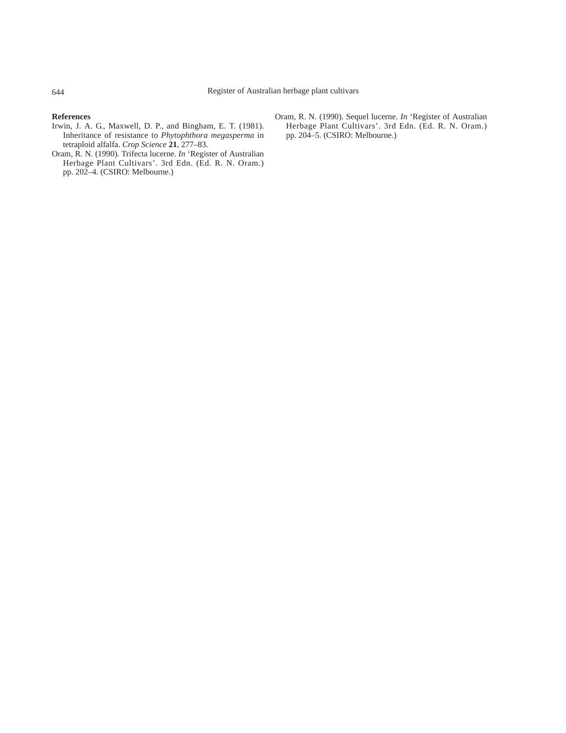**References**

Irwin, J. A. G., Maxwell, D. P., and Bingham, E. T. (1981). Inheritance of resistance to *Phytophthora megasperma* in tetraploid alfalfa. *Crop Science* **21**, 277–83.

Oram, R. N. (1990). Trifecta lucerne. *In* 'Register of Australian Herbage Plant Cultivars'. 3rd Edn. (Ed. R. N. Oram.) pp. 202–4. (CSIRO: Melbourne.)

Oram, R. N. (1990). Sequel lucerne. *In* 'Register of Australian Herbage Plant Cultivars'. 3rd Edn. (Ed. R. N. Oram.) pp. 204–5. (CSIRO: Melbourne.)